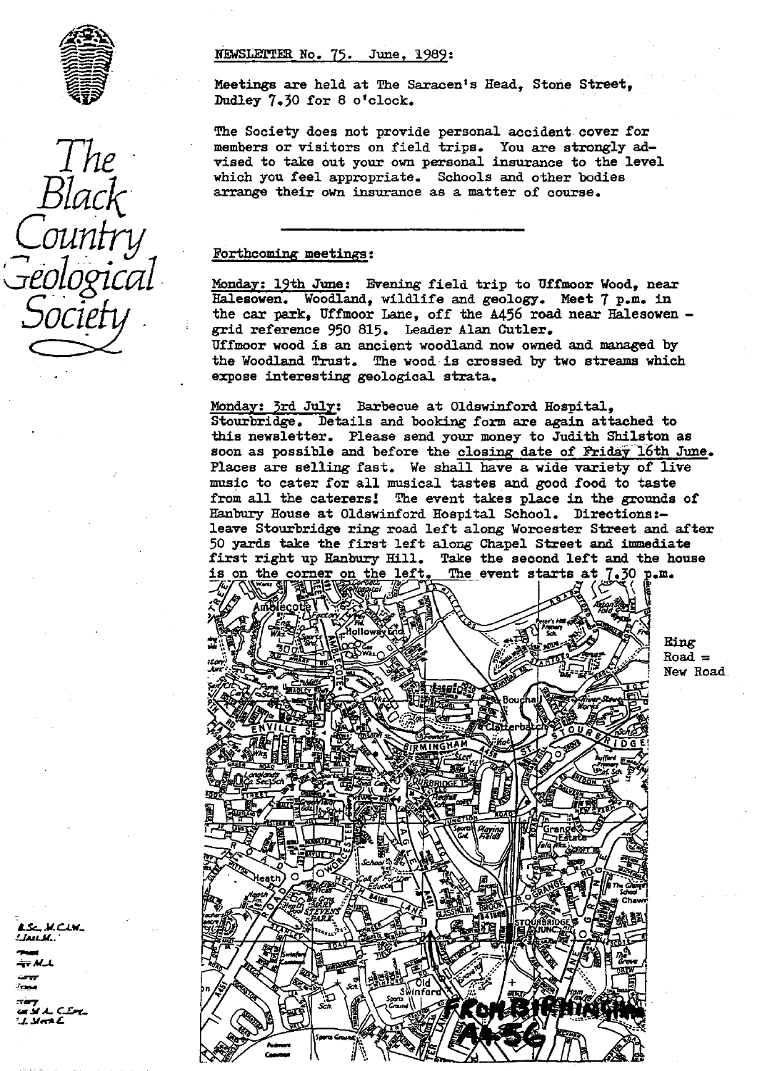The Black Country Geological Society

NEWSLETTER No. 75. June, 1989:

Meetings are held at The Saracen's Head, Stone Street, Dudley 7.30 for 8 o'clock.

The Society does not provide personal accident cover for members or visitors on field trips. You are strongly advised to take out your own personal insurance to the level which you feel appropriate. Schools and other bodies arrange their own insurance as a matter of course.

---

## Forthcoming meetings:

Monday: 19th June: Evening field trip to Uffmoor Wood, near Halesowen. Woodland, wildlife and geology. Meet 7 p.m. in the car park, Uffmoor Lane, off the A456 road near Halesowen - grid reference 950 815. Leader Alan Cutler.
Uffmoor wood is an ancient woodland now owned and managed by the Woodland Trust. The wood is crossed by two streams which expose interesting geological strata.

Monday: 3rd July: Barbecue at Oldswinford Hospital, Stourbridge. Details and booking form are again attached to this newsletter. Please send your money to Judith Shilston as soon as possible and before the closing date of Friday 16th June. Places are selling fast. We shall have a wide variety of live music to cater for all musical tastes and good food to taste from all the caterers! The event takes place in the grounds of Hanbury House at Oldswinford Hospital School. Directions:- leave Stourbridge ring road left along Worcester Street and after 50 yards take the first left along Chapel Street and immediate first right up Hanbury Hill. Take the second left and the house is on the corner on the left. The event starts at 7.30 p.m.

Ring Road = New Road.

FROM BIRMINGHAM A456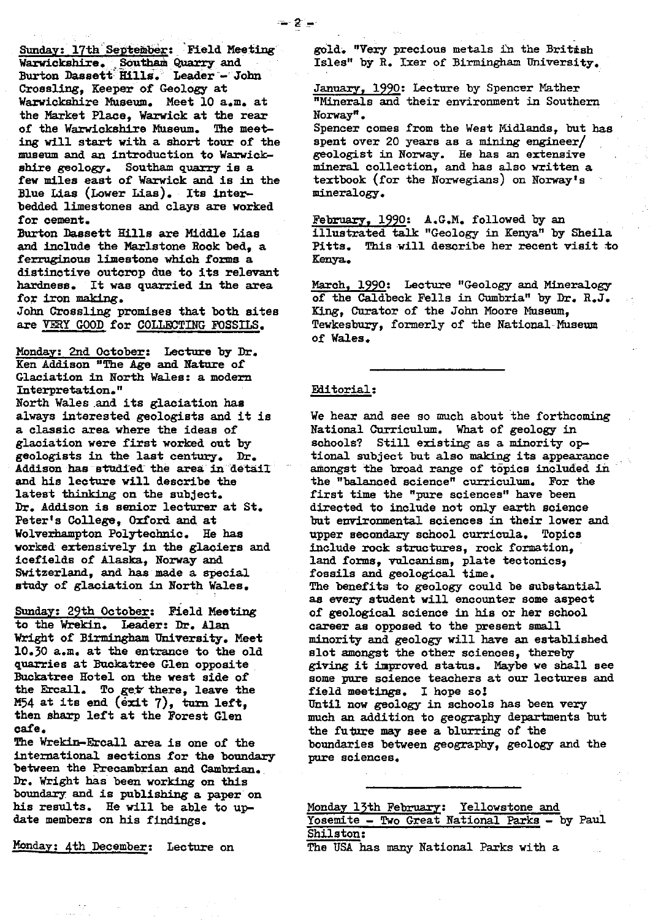Sunday: 17th September: Field Meeting Warwickshire. Southam Quarry and Burton Dassett Hills. Leader - John Crossling, Keeper of Geology at Warwickshire Museum. Meet 10 a.m. at the Market Place, Warwick at the rear of the Warwickshire Museum. The meeting will start with a short tour of the museum and an introduction to Warwickshire geology. Southam quarry is a few miles east of Warwick and is in the Blue Lias (Lower Lias). Its interbedded limestones and clays are worked for cement.

Burton Dassett Hills are Middle Lias and include the Marlstone Rock bed, a ferruginous limestone which forms a distinctive outcrop due to its relevant hardness. It was quarried in the area for iron making.

John Crossling promises that both sites are VERY GOOD for COLLECTING FOSSILS.

Monday: 2nd October: Lecture by Dr. Ken Addison "The Age and Nature of Glaciation in North Wales: a modern Interpretation."

North Wales and its glaciation has always interested geologists and it is a classic area where the ideas of glaciation were first worked out by geologists in the last century. Dr. Addison has studied the area in detail and his lecture will describe the latest thinking on the subject.

Dr. Addison is senior lecturer at St. Peter's College, Oxford and at Wolverhampton Polytechnic. He has worked extensively in the glaciers and icefields of Alaska, Norway and Switzerland, and has made a special study of glaciation in North Wales.

Sunday: 29th October: Field Meeting to the Wrekin. Leader: Dr. Alan Wright of Birmingham University. Meet 10.30 a.m. at the entrance to the old quarries at Buckatree Glen opposite Buckatree Hotel on the west side of the Ercall. To get there, leave the M54 at its end (exit 7), turn left, then sharp left at the Forest Glen cafe.

The Wrekin-Ercall area is one of the international sections for the boundary between the Precambrian and Cambrian. Dr. Wright has been working on this boundary and is publishing a paper on his results. He will be able to update members on his findings.

Monday: 4th December: Lecture on gold. "Very precious metals in the British Isles" by R. Ixer of Birmingham University.

January, 1990: Lecture by Spencer Mather "Minerals and their environment in Southern Norway".

Spencer comes from the West Midlands, but has spent over 20 years as a mining engineer/geologist in Norway. He has an extensive mineral collection, and has also written a textbook (for the Norwegians) on Norway's mineralogy.

February, 1990: A.G.M. followed by an illustrated talk "Geology in Kenya" by Sheila Pitts. This will describe her recent visit to Kenya.

March, 1990: Lecture "Geology and Mineralogy of the Caldbeck Fells in Cumbria" by Dr. R.J. King, Curator of the John Moore Museum, Tewkesbury, formerly of the National Museum of Wales.

---

Editorial:

We hear and see so much about the forthcoming National Curriculum. What of geology in schools? Still existing as a minority optional subject but also making its appearance amongst the broad range of topics included in the "balanced science" curriculum. For the first time the "pure sciences" have been directed to include not only earth science but environmental sciences in their lower and upper secondary school curricula. Topics include rock structures, rock formation, land forms, vulcanism, plate tectonics, fossils and geological time.

The benefits to geology could be substantial as every student will encounter some aspect of geological science in his or her school career as opposed to the present small minority and geology will have an established slot amongst the other sciences, thereby giving it improved status. Maybe we shall see some pure science teachers at our lectures and field meetings. I hope so!

Until now geology in schools has been very much an addition to geography departments but the future may see a blurring of the boundaries between geography, geology and the pure sciences.

---

Monday 13th February: Yellowstone and Yosemite - Two Great National Parks - by Paul Shilston:

The USA has many National Parks with a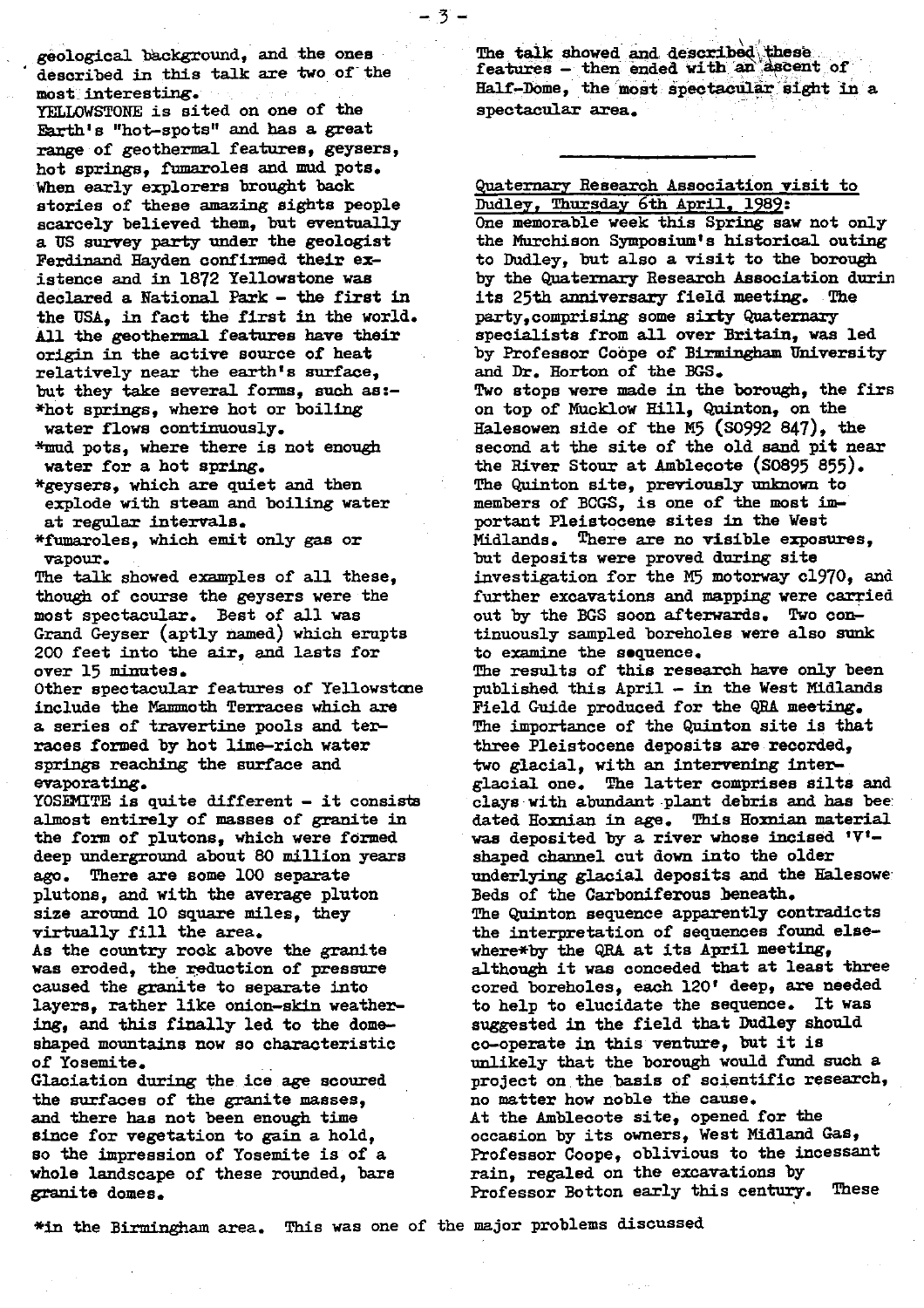geological background, and the ones described in this talk are two of the most interesting.

YELLOWSTONE is sited on one of the Earth's "hot-spots" and has a great range of geothermal features, geysers, hot springs, fumaroles and mud pots. When early explorers brought back stories of these amazing sights people scarcely believed them, but eventually a US survey party under the geologist Ferdinand Hayden confirmed their existence and in 1872 Yellowstone was declared a National Park - the first in the USA, in fact the first in the world. All the geothermal features have their origin in the active source of heat relatively near the earth's surface, but they take several forms, such as:-

*hot springs, where hot or boiling water flows continuously.
*mud pots, where there is not enough water for a hot spring.
*geysers, which are quiet and then explode with steam and boiling water at regular intervals.
*fumaroles, which emit only gas or vapour.

The talk showed examples of all these, though of course the geysers were the most spectacular. Best of all was Grand Geyser (aptly named) which erupts 200 feet into the air, and lasts for over 15 minutes.

Other spectacular features of Yellowstone include the Mammoth Terraces which are a series of travertine pools and terraces formed by hot lime-rich water springs reaching the surface and evaporating.

YOSEMITE is quite different - it consists almost entirely of masses of granite in the form of plutons, which were formed deep underground about 80 million years ago. There are some 100 separate plutons, and with the average pluton size around 10 square miles, they virtually fill the area.

As the country rock above the granite was eroded, the reduction of pressure caused the granite to separate into layers, rather like onion-skin weathering, and this finally led to the dome-shaped mountains now so characteristic of Yosemite.

Glaciation during the ice age scoured the surfaces of the granite masses, and there has not been enough time since for vegetation to gain a hold, so the impression of Yosemite is of a whole landscape of these rounded, bare granite domes.

The talk showed and described these features - then ended with an ascent of Half-Dome, the most spectacular sight in a spectacular area.

---

Quaternary Research Association visit to Dudley, Thursday 6th April, 1989:

One memorable week this Spring saw not only the Murchison Symposium's historical outing to Dudley, but also a visit to the borough by the Quaternary Research Association durin its 25th anniversary field meeting. The party, comprising some sixty Quaternary specialists from all over Britain, was led by Professor Coope of Birmingham University and Dr. Horton of the BGS.

Two stops were made in the borough, the firs on top of Mucklow Hill, Quinton, on the Halesowen side of the M5 (SO992 847), the second at the site of the old sand pit near the River Stour at Amblecote (SO895 855). The Quinton site, previously unknown to members of BCGS, is one of the most important Pleistocene sites in the West Midlands. There are no visible exposures, but deposits were proved during site investigation for the M5 motorway c1970, and further excavations and mapping were carried out by the BGS soon afterwards. Two continuously sampled boreholes were also sunk to examine the sequence.

The results of this research have only been published this April - in the West Midlands Field Guide produced for the QRA meeting. The importance of the Quinton site is that three Pleistocene deposits are recorded, two glacial, with an intervening interglacial one. The latter comprises silts and clays with abundant plant debris and has bee dated Hoxnian in age. This Hoxnian material was deposited by a river whose incised 'V'-shaped channel cut down into the older underlying glacial deposits and the Halesowe Beds of the Carboniferous beneath.

The Quinton sequence apparently contradicts the interpretation of sequences found elsewhere* by the QRA at its April meeting, although it was conceded that at least three cored boreholes, each 120' deep, are needed to help to elucidate the sequence. It was suggested in the field that Dudley should co-operate in this venture, but it is unlikely that the borough would fund such a project on the basis of scientific research, no matter how noble the cause.

At the Amblecote site, opened for the occasion by its owners, West Midland Gas, Professor Coope, oblivious to the incessant rain, regaled on the excavations by Professor Botton early this century. These

*in the Birmingham area. This was one of the major problems discussed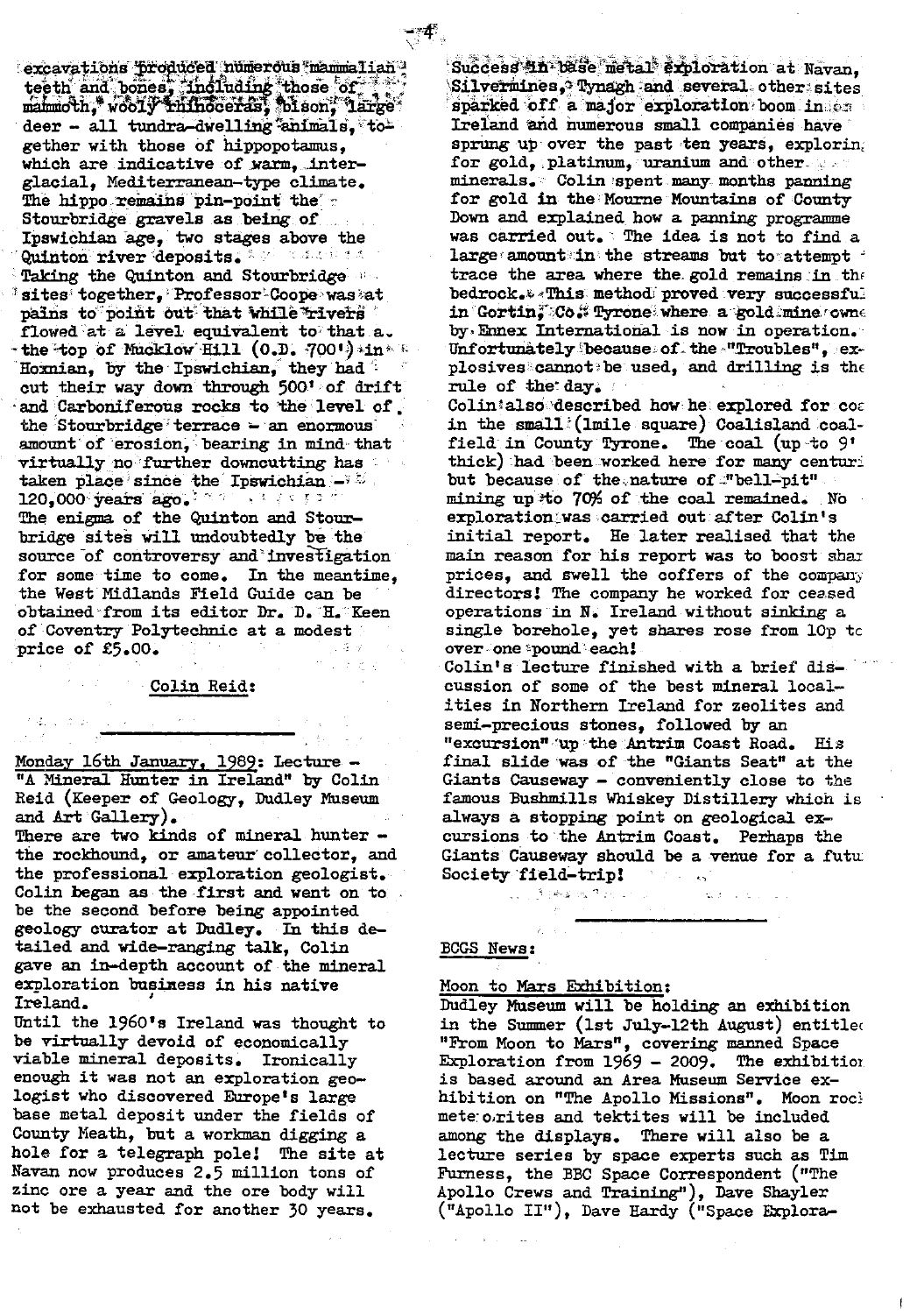excavations produced numerous mammalian teeth and bones, including those of mammoth, wooly rhinoceras, bison, large deer - all tundra-dwelling animals, together with those of hippopotamus, which are indicative of warm, interglacial, Mediterranean-type climate. The hippo remains pin-point the Stourbridge gravels as being of Ipswichian age, two stages above the Quinton river deposits.

Taking the Quinton and Stourbridge sites together, Professor Coope was at pains to point out that while rivers flowed at a level equivalent to that a. the top of Mucklow Hill (O.D. 700') in Hoxnian, by the Ipswichian, they had cut their way down through 500' of drift and Carboniferous rocks to the level of the Stourbridge terrace - an enormous amount of erosion, bearing in mind that virtually no further downcutting has taken place since the Ipswichian - 120,000 years ago.

The enigma of the Quinton and Stourbridge sites will undoubtedly be the source of controversy and investigation for some time to come. In the meantime, the West Midlands Field Guide can be obtained from its editor Dr. D. H. Keen of Coventry Polytechnic at a modest price of £5.00.

Colin Reid:

---

Monday 16th January, 1989: Lecture - "A Mineral Hunter in Ireland" by Colin Reid (Keeper of Geology, Dudley Museum and Art Gallery).

There are two kinds of mineral hunter - the rockhound, or amateur collector, and the professional exploration geologist. Colin began as the first and went on to be the second before being appointed geology curator at Dudley. In this detailed and wide-ranging talk, Colin gave an in-depth account of the mineral exploration business in his native Ireland.

Until the 1960's Ireland was thought to be virtually devoid of economically viable mineral deposits. Ironically enough it was not an exploration geologist who discovered Europe's large base metal deposit under the fields of County Meath, but a workman digging a hole for a telegraph pole! The site at Navan now produces 2.5 million tons of zinc ore a year and the ore body will not be exhausted for another 30 years.

Success in base metal exploration at Navan, Silvermines, Tynagh and several other sites sparked off a major exploration boom in Ireland and numerous small companies have sprung up over the past ten years, explorin for gold, platinum, uranium and other minerals. Colin spent many months panning for gold in the Mourne Mountains of County Down and explained how a panning programme was carried out. The idea is not to find a large amount in the streams but to attempt trace the area where the gold remains in the bedrock. This method proved very successful in Gortin, Co. Tyrone where a gold mine owne by Ennex International is now in operation. Unfortunately because of the "Troubles", explosives cannot be used, and drilling is the rule of the day.

Colin also described how he explored for coa in the small (1mile square) Coalisland coalfield in County Tyrone. The coal (up to 9' thick) had been worked here for many centuri but because of the nature of "bell-pit" mining up to 70% of the coal remained. No exploration was carried out after Colin's initial report. He later realised that the main reason for his report was to boost shar prices, and swell the coffers of the company directors! The company he worked for ceased operations in N. Ireland without sinking a single borehole, yet shares rose from 10p to over one pound each!

Colin's lecture finished with a brief discussion of some of the best mineral localities in Northern Ireland for zeolites and semi-precious stones, followed by an "excursion" up the Antrim Coast Road. His final slide was of the "Giants Seat" at the Giants Causeway - conveniently close to the famous Bushmills Whiskey Distillery which is always a stopping point on geological excursions to the Antrim Coast. Perhaps the Giants Causeway should be a venue for a futu Society field-trip!

---

BCGS News:

Moon to Mars Exhibition:

Dudley Museum will be holding an exhibition in the Summer (1st July-12th August) entitle "From Moon to Mars", covering manned Space Exploration from 1969 - 2009. The exhibitio is based around an Area Museum Service exhibition on "The Apollo Missions". Moon roc meteorites and tektites will be included among the displays. There will also be a lecture series by space experts such as Tim Furness, the BBC Space Correspondent ("The Apollo Crews and Training"), Dave Shayler ("Apollo II"), Dave Hardy ("Space Explora-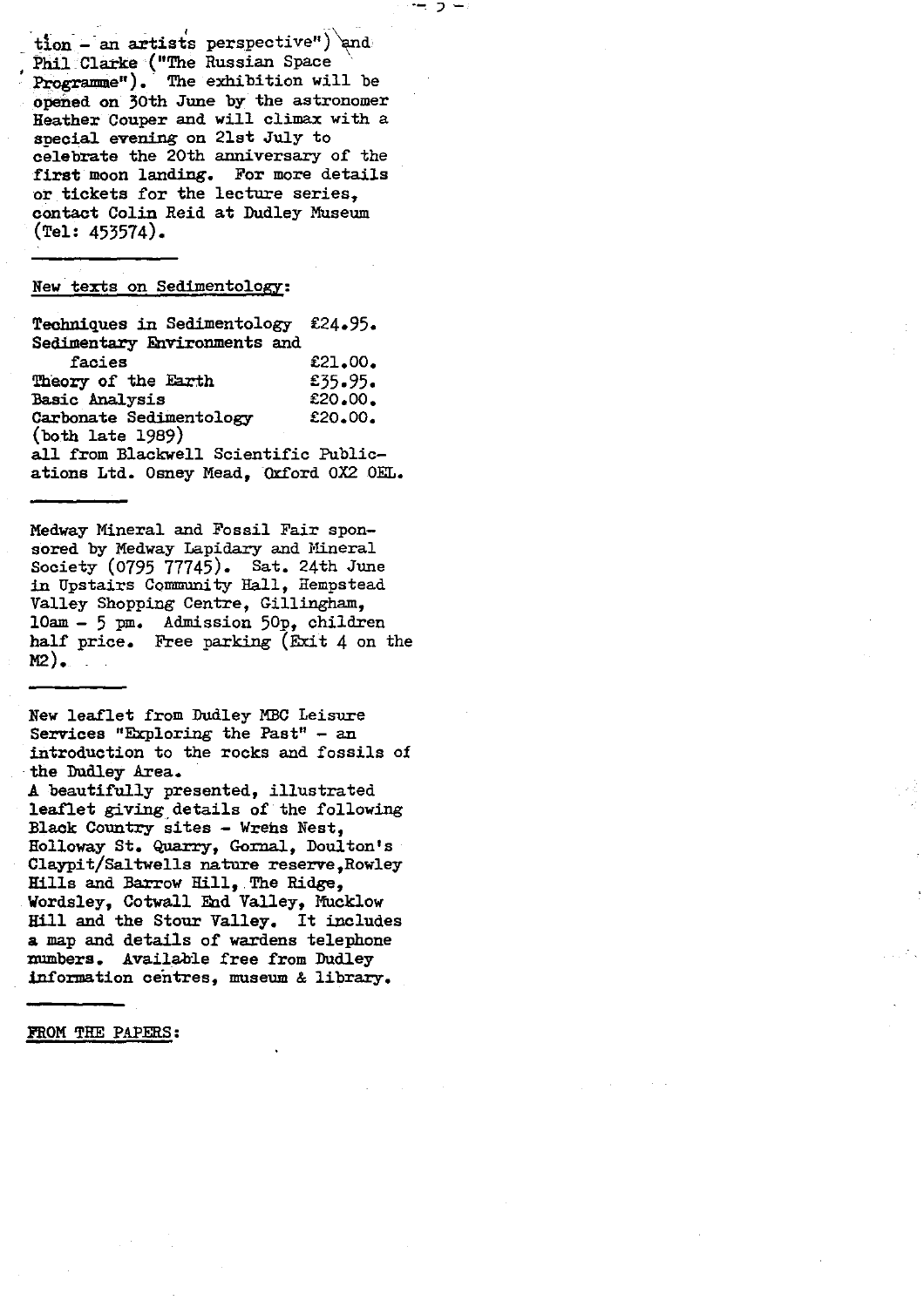tion - an artists perspective") and Phil Clarke ("The Russian Space Programme"). The exhibition will be opened on 30th June by the astronomer Heather Couper and will climax with a special evening on 21st July to celebrate the 20th anniversary of the first moon landing. For more details or tickets for the lecture series, contact Colin Reid at Dudley Museum (Tel: 453574).

---

New texts on Sedimentology:

| | |
|---|---|
| Techniques in Sedimentology | £24.95. |
| Sedimentary Environments and facies | £21.00. |
| Theory of the Earth | £35.95. |
| Basic Analysis | £20.00. |
| Carbonate Sedimentology | £20.00. |

(both late 1989)
all from Blackwell Scientific Publications Ltd. Osney Mead, Oxford OX2 OEL.

---

Medway Mineral and Fossil Fair sponsored by Medway Lapidary and Mineral Society (0795 77745). Sat. 24th June in Upstairs Community Hall, Hempstead Valley Shopping Centre, Gillingham, 10am - 5 pm. Admission 50p, children half price. Free parking (Exit 4 on the M2).

---

New leaflet from Dudley MBC Leisure Services "Exploring the Past" - an introduction to the rocks and fossils of the Dudley Area.
A beautifully presented, illustrated leaflet giving details of the following Black Country sites - Wrens Nest, Holloway St. Quarry, Gornal, Doulton's Claypit/Saltwells nature reserve, Rowley Hills and Barrow Hill, The Ridge, Wordsley, Cotwall End Valley, Mucklow Hill and the Stour Valley. It includes a map and details of wardens telephone numbers. Available free from Dudley information centres, museum & library.

---

FROM THE PAPERS: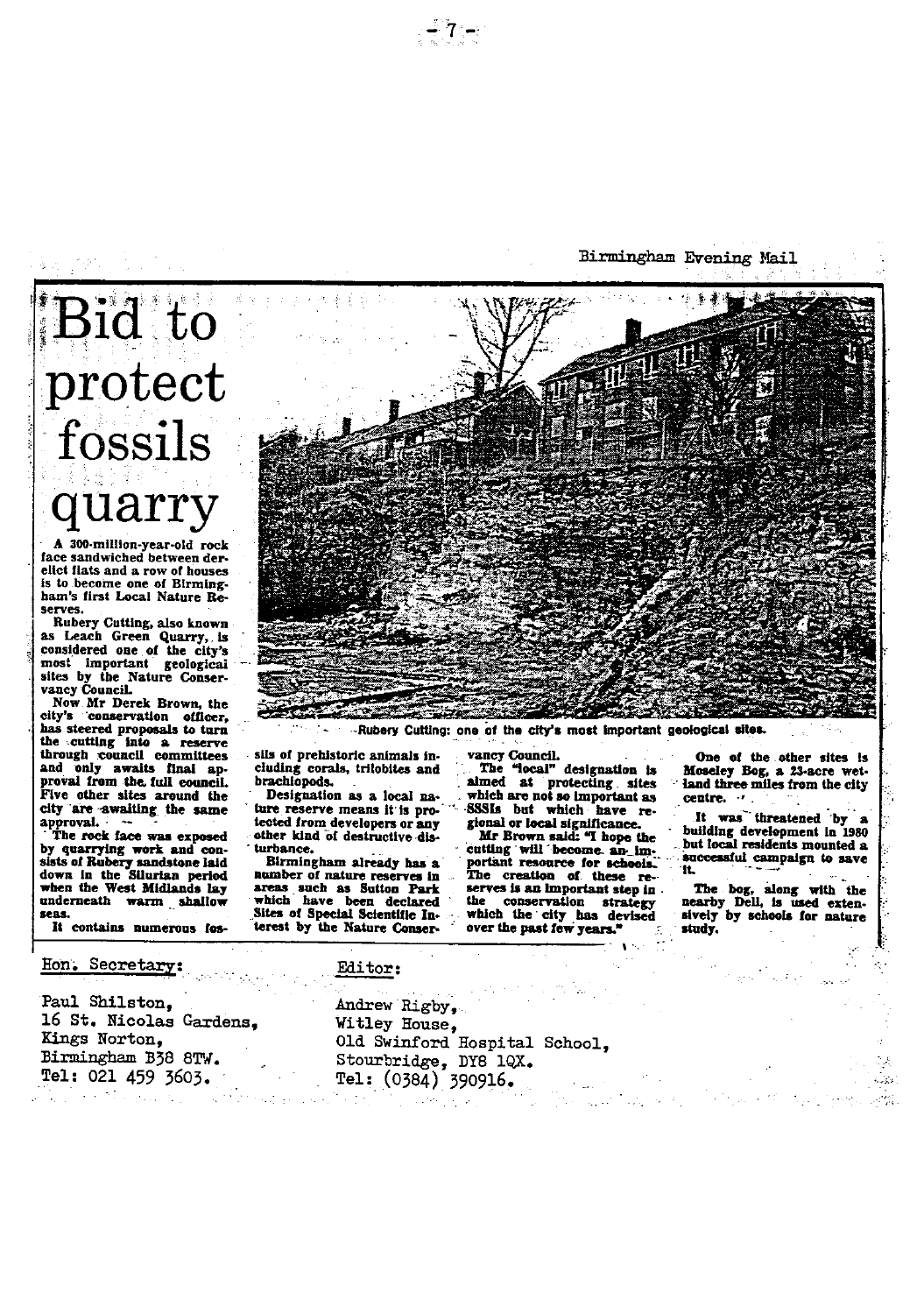Birmingham Evening Mail

# Bid to protect fossils quarry

**A 300-million-year-old rock face sandwiched between derelict flats and a row of houses is to become one of Birmingham's first Local Nature Reserves.**

Rubery Cutting, also known as Leach Green Quarry, is considered one of the city's most important geological sites by the Nature Conservancy Council.

Now Mr Derek Brown, the city's conservation officer, has steered proposals to turn the cutting into a reserve through council committees and only awaits final approval from the full council. Five other sites around the city are awaiting the same approval.

The rock face was exposed by quarrying work and consists of Rubery sandstone laid down in the Silurian period when the West Midlands lay underneath warm shallow seas.

It contains numerous fossils of prehistoric animals including corals, trilobites and brachiopods.

Designation as a local nature reserve means it is protected from developers or any other kind of destructive disturbance.

Birmingham already has a number of nature reserves in areas such as Sutton Park which have been declared Sites of Special Scientific Interest by the Nature Conservancy Council.

The "local" designation is aimed at protecting sites which are not so important as SSSIs but which have regional or local significance.

Mr Brown said: "I hope the cutting will become an important resource for schools. The creation of these reserves is an important step in the conservation strategy which the city has devised over the past few years."

One of the other sites is Moseley Bog, a 23-acre wetland three miles from the city centre.

It was threatened by a building development in 1980 but local residents mounted a successful campaign to save it.

The bog, along with the nearby Dell, is used extensively by schools for nature study.

Rubery Cutting: one of the city's most important geological sites.

Hon. Secretary:

Paul Shilston,
16 St. Nicolas Gardens,
Kings Norton,
Birmingham B38 8TW.
Tel: 021 459 3603.

Editor:

Andrew Rigby,
Witley House,
Old Swinford Hospital School,
Stourbridge, DY8 1QX.
Tel: (0384) 390916.